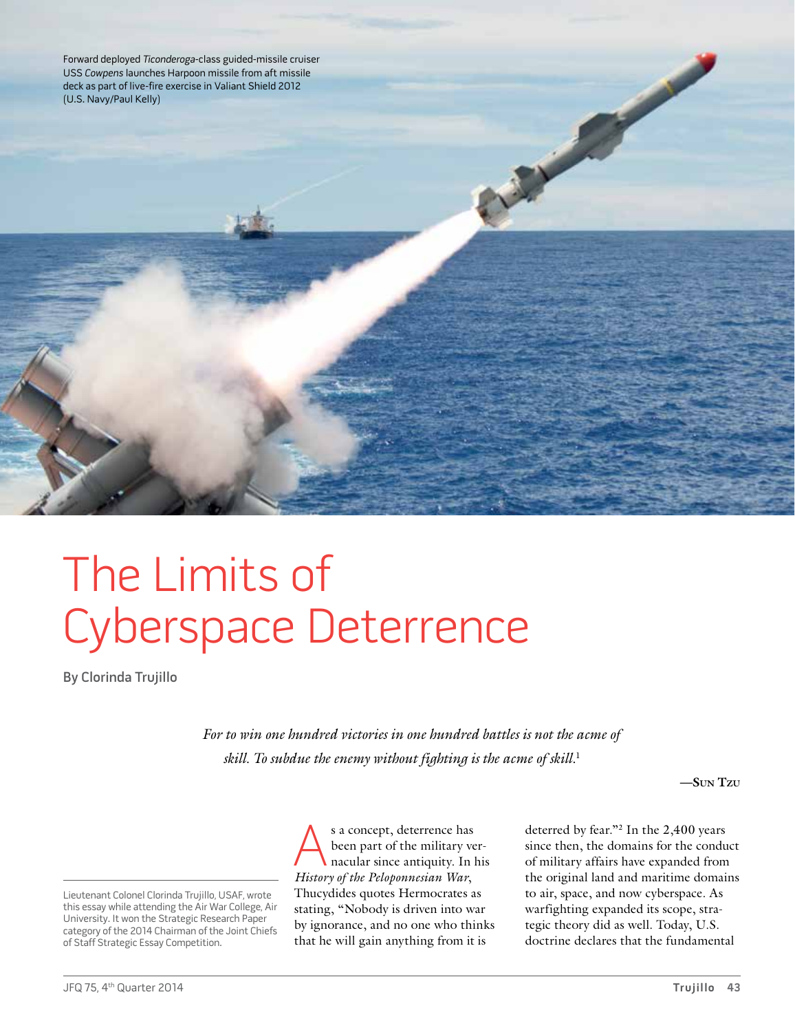Forward deployed *Ticonderoga*-class guided-missile cruiser USS *Cowpens* launches Harpoon missile from aft missile deck as part of live-fire exercise in Valiant Shield 2012 (U.S. Navy/Paul Kelly)

# The Limits of Cyberspace Deterrence

By Clorinda Trujillo

> *For to win one hundred victories in one hundred battles is not the acme of skill. To subdue the enemy without fighting is the acme of skill.*[1]
>
> —Sun Tzu

Lieutenant Colonel Clorinda Trujillo, USAF, wrote this essay while attending the Air War College, Air University. It won the Strategic Research Paper category of the 2014 Chairman of the Joint Chiefs of Staff Strategic Essay Competition.

As a concept, deterrence has been part of the military vernacular since antiquity. In his *History of the Peloponnesian War*, Thucydides quotes Hermocrates as stating, "Nobody is driven into war by ignorance, and no one who thinks that he will gain anything from it is deterred by fear."[2] In the 2,400 years since then, the domains for the conduct of military affairs have expanded from the original land and maritime domains to air, space, and now cyberspace. As warfighting expanded its scope, strategic theory did as well. Today, U.S. doctrine declares that the fundamental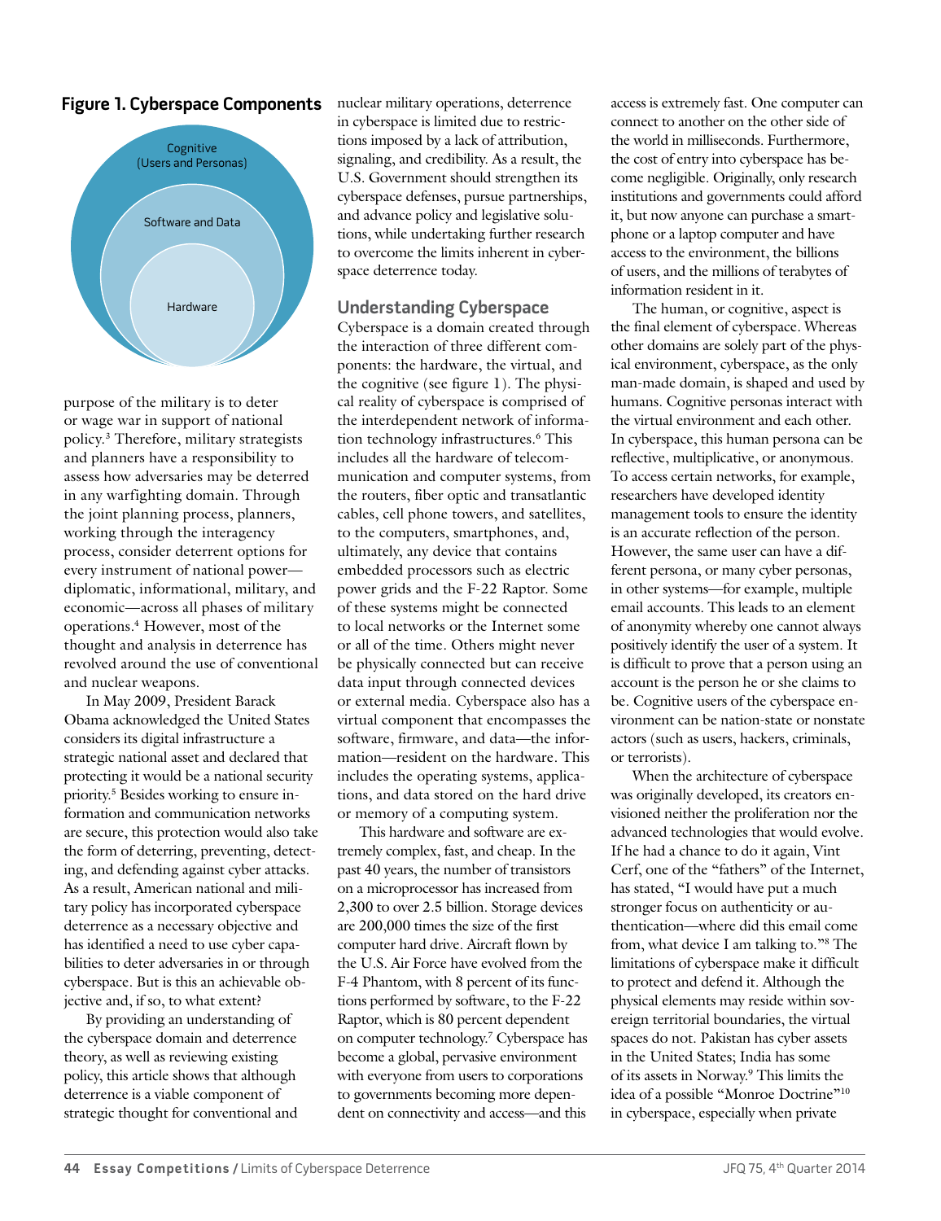**Figure 1. Cyberspace Components**

Cognitive (Users and Personas)

Software and Data

Hardware

purpose of the military is to deter or wage war in support of national policy.[3] Therefore, military strategists and planners have a responsibility to assess how adversaries may be deterred in any warfighting domain. Through the joint planning process, planners, working through the interagency process, consider deterrent options for every instrument of national power—diplomatic, informational, military, and economic—across all phases of military operations.[4] However, most of the thought and analysis in deterrence has revolved around the use of conventional and nuclear weapons.

In May 2009, President Barack Obama acknowledged the United States considers its digital infrastructure a strategic national asset and declared that protecting it would be a national security priority.[5] Besides working to ensure information and communication networks are secure, this protection would also take the form of deterring, preventing, detecting, and defending against cyber attacks. As a result, American national and military policy has incorporated cyberspace deterrence as a necessary objective and has identified a need to use cyber capabilities to deter adversaries in or through cyberspace. But is this an achievable objective and, if so, to what extent?

By providing an understanding of the cyberspace domain and deterrence theory, as well as reviewing existing policy, this article shows that although deterrence is a viable component of strategic thought for conventional and nuclear military operations, deterrence in cyberspace is limited due to restrictions imposed by a lack of attribution, signaling, and credibility. As a result, the U.S. Government should strengthen its cyberspace defenses, pursue partnerships, and advance policy and legislative solutions, while undertaking further research to overcome the limits inherent in cyberspace deterrence today.

## Understanding Cyberspace

Cyberspace is a domain created through the interaction of three different components: the hardware, the virtual, and the cognitive (see figure 1). The physical reality of cyberspace is comprised of the interdependent network of information technology infrastructures.[6] This includes all the hardware of telecommunication and computer systems, from the routers, fiber optic and transatlantic cables, cell phone towers, and satellites, to the computers, smartphones, and, ultimately, any device that contains embedded processors such as electric power grids and the F-22 Raptor. Some of these systems might be connected to local networks or the Internet some or all of the time. Others might never be physically connected but can receive data input through connected devices or external media. Cyberspace also has a virtual component that encompasses the software, firmware, and data—the information—resident on the hardware. This includes the operating systems, applications, and data stored on the hard drive or memory of a computing system.

This hardware and software are extremely complex, fast, and cheap. In the past 40 years, the number of transistors on a microprocessor has increased from 2,300 to over 2.5 billion. Storage devices are 200,000 times the size of the first computer hard drive. Aircraft flown by the U.S. Air Force have evolved from the F-4 Phantom, with 8 percent of its functions performed by software, to the F-22 Raptor, which is 80 percent dependent on computer technology.[7] Cyberspace has become a global, pervasive environment with everyone from users to corporations to governments becoming more dependent on connectivity and access—and this access is extremely fast. One computer can connect to another on the other side of the world in milliseconds. Furthermore, the cost of entry into cyberspace has become negligible. Originally, only research institutions and governments could afford it, but now anyone can purchase a smartphone or a laptop computer and have access to the environment, the billions of users, and the millions of terabytes of information resident in it.

The human, or cognitive, aspect is the final element of cyberspace. Whereas other domains are solely part of the physical environment, cyberspace, as the only man-made domain, is shaped and used by humans. Cognitive personas interact with the virtual environment and each other. In cyberspace, this human persona can be reflective, multiplicative, or anonymous. To access certain networks, for example, researchers have developed identity management tools to ensure the identity is an accurate reflection of the person. However, the same user can have a different persona, or many cyber personas, in other systems—for example, multiple email accounts. This leads to an element of anonymity whereby one cannot always positively identify the user of a system. It is difficult to prove that a person using an account is the person he or she claims to be. Cognitive users of the cyberspace environment can be nation-state or nonstate actors (such as users, hackers, criminals, or terrorists).

When the architecture of cyberspace was originally developed, its creators envisioned neither the proliferation nor the advanced technologies that would evolve. If he had a chance to do it again, Vint Cerf, one of the "fathers" of the Internet, has stated, "I would have put a much stronger focus on authenticity or authentication—where did this email come from, what device I am talking to."[8] The limitations of cyberspace make it difficult to protect and defend it. Although the physical elements may reside within sovereign territorial boundaries, the virtual spaces do not. Pakistan has cyber assets in the United States; India has some of its assets in Norway.[9] This limits the idea of a possible "Monroe Doctrine"[10] in cyberspace, especially when private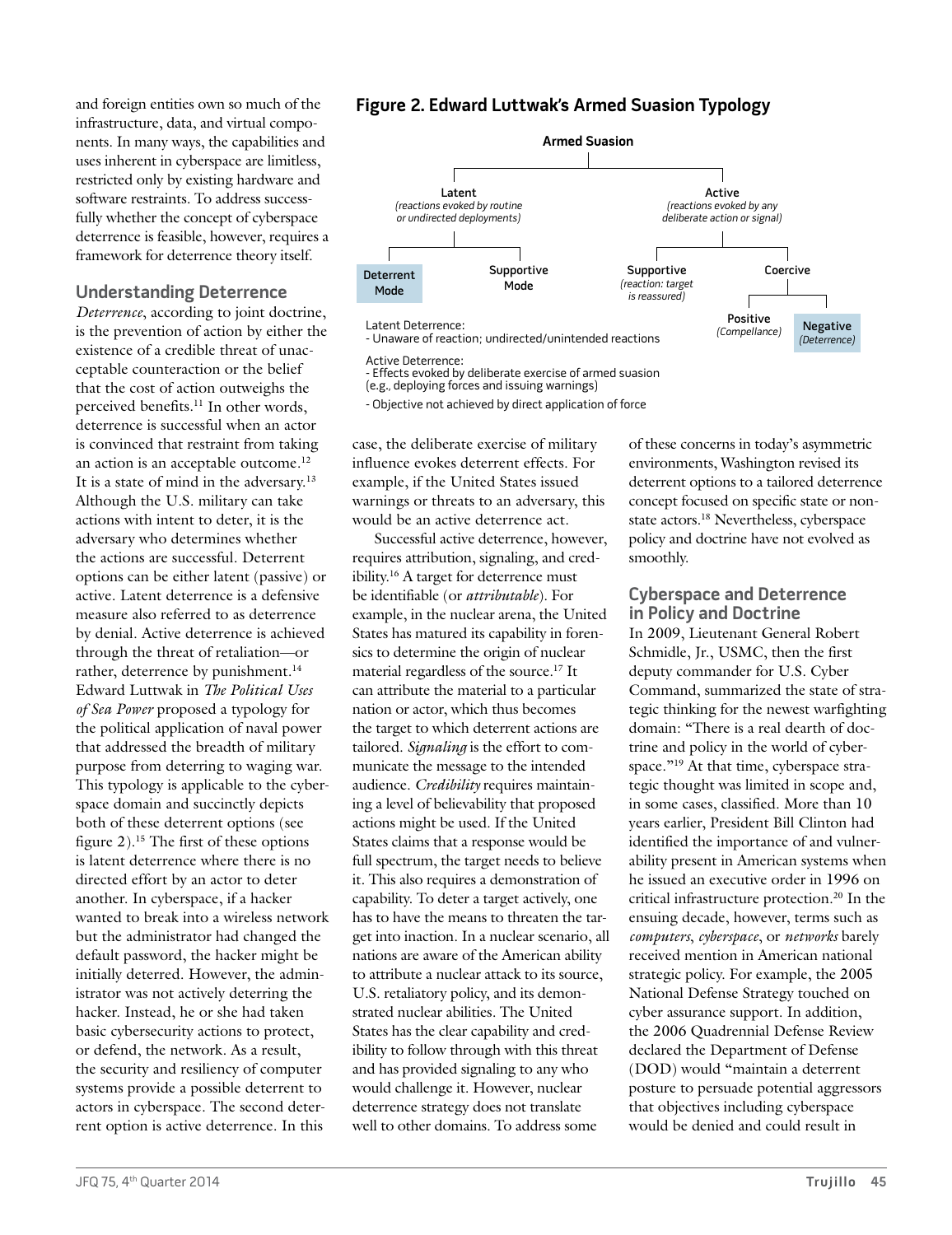and foreign entities own so much of the infrastructure, data, and virtual components. In many ways, the capabilities and uses inherent in cyberspace are limitless, restricted only by existing hardware and software restraints. To address successfully whether the concept of cyberspace deterrence is feasible, however, requires a framework for deterrence theory itself.

## Understanding Deterrence

*Deterrence*, according to joint doctrine, is the prevention of action by either the existence of a credible threat of unacceptable counteraction or the belief that the cost of action outweighs the perceived benefits.[11] In other words, deterrence is successful when an actor is convinced that restraint from taking an action is an acceptable outcome.[12] It is a state of mind in the adversary.[13] Although the U.S. military can take actions with intent to deter, it is the adversary who determines whether the actions are successful. Deterrent options can be either latent (passive) or active. Latent deterrence is a defensive measure also referred to as deterrence by denial. Active deterrence is achieved through the threat of retaliation—or rather, deterrence by punishment.[14] Edward Luttwak in *The Political Uses of Sea Power* proposed a typology for the political application of naval power that addressed the breadth of military purpose from deterring to waging war. This typology is applicable to the cyberspace domain and succinctly depicts both of these deterrent options (see figure 2).[15] The first of these options is latent deterrence where there is no directed effort by an actor to deter another. In cyberspace, if a hacker wanted to break into a wireless network but the administrator had changed the default password, the hacker might be initially deterred. However, the administrator was not actively deterring the hacker. Instead, he or she had taken basic cybersecurity actions to protect, or defend, the network. As a result, the security and resiliency of computer systems provide a possible deterrent to actors in cyberspace. The second deterrent option is active deterrence. In this case, the deliberate exercise of military influence evokes deterrent effects. For example, if the United States issued warnings or threats to an adversary, this would be an active deterrence act.

**Figure 2. Edward Luttwak's Armed Suasion Typology**

- **Armed Suasion**
  - **Latent** *(reactions evoked by routine or undirected deployments)*
    - Deterrent Mode
    - Supportive Mode
  - **Active** *(reactions evoked by any deliberate action or signal)*
    - Supportive *(reaction: target is reassured)*
    - Coercive
      - Positive *(Compellance)*
      - Negative *(Deterrence)*

Latent Deterrence:
- Unaware of reaction; undirected/unintended reactions

Active Deterrence:
- Effects evoked by deliberate exercise of armed suasion (e.g., deploying forces and issuing warnings)
- Objective not achieved by direct application of force

Successful active deterrence, however, requires attribution, signaling, and credibility.[16] A target for deterrence must be identifiable (or *attributable*). For example, in the nuclear arena, the United States has matured its capability in forensics to determine the origin of nuclear material regardless of the source.[17] It can attribute the material to a particular nation or actor, which thus becomes the target to which deterrent actions are tailored. *Signaling* is the effort to communicate the message to the intended audience. *Credibility* requires maintaining a level of believability that proposed actions might be used. If the United States claims that a response would be full spectrum, the target needs to believe it. This also requires a demonstration of capability. To deter a target actively, one has to have the means to threaten the target into inaction. In a nuclear scenario, all nations are aware of the American ability to attribute a nuclear attack to its source, U.S. retaliatory policy, and its demonstrated nuclear abilities. The United States has the clear capability and credibility to follow through with this threat and has provided signaling to any who would challenge it. However, nuclear deterrence strategy does not translate well to other domains. To address some of these concerns in today's asymmetric environments, Washington revised its deterrent options to a tailored deterrence concept focused on specific state or non-state actors.[18] Nevertheless, cyberspace policy and doctrine have not evolved as smoothly.

## Cyberspace and Deterrence in Policy and Doctrine

In 2009, Lieutenant General Robert Schmidle, Jr., USMC, then the first deputy commander for U.S. Cyber Command, summarized the state of strategic thinking for the newest warfighting domain: "There is a real dearth of doctrine and policy in the world of cyberspace."[19] At that time, cyberspace strategic thought was limited in scope and, in some cases, classified. More than 10 years earlier, President Bill Clinton had identified the importance of and vulnerability present in American systems when he issued an executive order in 1996 on critical infrastructure protection.[20] In the ensuing decade, however, terms such as *computers*, *cyberspace*, or *networks* barely received mention in American national strategic policy. For example, the 2005 National Defense Strategy touched on cyber assurance support. In addition, the 2006 Quadrennial Defense Review declared the Department of Defense (DOD) would "maintain a deterrent posture to persuade potential aggressors that objectives including cyberspace would be denied and could result in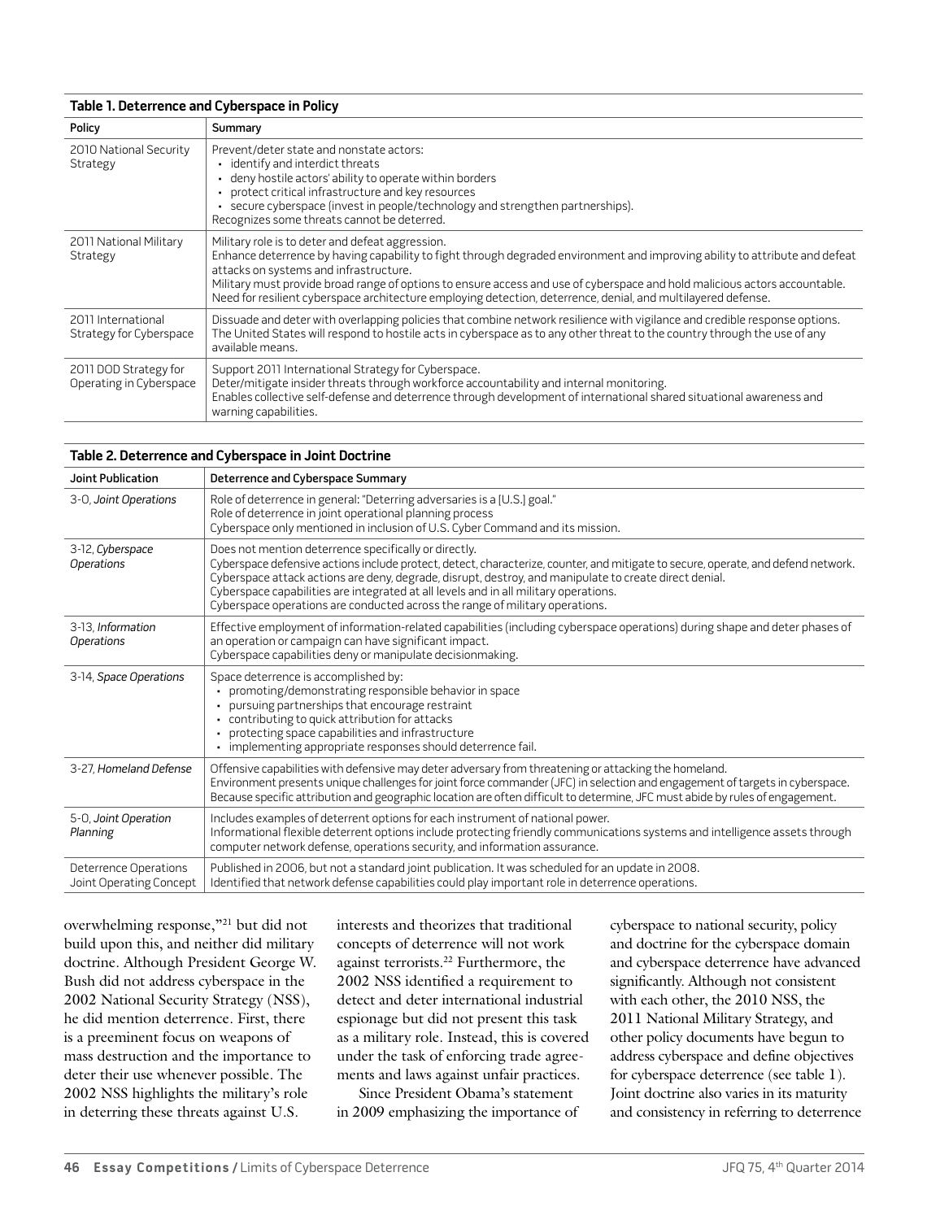**Table 1. Deterrence and Cyberspace in Policy**

| Policy | Summary |
|---|---|
| 2010 National Security Strategy | Prevent/deter state and nonstate actors:<br>• identify and interdict threats<br>• deny hostile actors' ability to operate within borders<br>• protect critical infrastructure and key resources<br>• secure cyberspace (invest in people/technology and strengthen partnerships).<br>Recognizes some threats cannot be deterred. |
| 2011 National Military Strategy | Military role is to deter and defeat aggression.<br>Enhance deterrence by having capability to fight through degraded environment and improving ability to attribute and defeat attacks on systems and infrastructure.<br>Military must provide broad range of options to ensure access and use of cyberspace and hold malicious actors accountable.<br>Need for resilient cyberspace architecture employing detection, deterrence, denial, and multilayered defense. |
| 2011 International Strategy for Cyberspace | Dissuade and deter with overlapping policies that combine network resilience with vigilance and credible response options.<br>The United States will respond to hostile acts in cyberspace as to any other threat to the country through the use of any available means. |
| 2011 DOD Strategy for Operating in Cyberspace | Support 2011 International Strategy for Cyberspace.<br>Deter/mitigate insider threats through workforce accountability and internal monitoring.<br>Enables collective self-defense and deterrence through development of international shared situational awareness and warning capabilities. |

**Table 2. Deterrence and Cyberspace in Joint Doctrine**

| Joint Publication | Deterrence and Cyberspace Summary |
|---|---|
| 3-0, *Joint Operations* | Role of deterrence in general: "Deterring adversaries is a [U.S.] goal."<br>Role of deterrence in joint operational planning process<br>Cyberspace only mentioned in inclusion of U.S. Cyber Command and its mission. |
| 3-12, *Cyberspace Operations* | Does not mention deterrence specifically or directly.<br>Cyberspace defensive actions include protect, detect, characterize, counter, and mitigate to secure, operate, and defend network.<br>Cyberspace attack actions are deny, degrade, disrupt, destroy, and manipulate to create direct denial.<br>Cyberspace capabilities are integrated at all levels and in all military operations.<br>Cyberspace operations are conducted across the range of military operations. |
| 3-13, *Information Operations* | Effective employment of information-related capabilities (including cyberspace operations) during shape and deter phases of an operation or campaign can have significant impact.<br>Cyberspace capabilities deny or manipulate decisionmaking. |
| 3-14, *Space Operations* | Space deterrence is accomplished by:<br>• promoting/demonstrating responsible behavior in space<br>• pursuing partnerships that encourage restraint<br>• contributing to quick attribution for attacks<br>• protecting space capabilities and infrastructure<br>• implementing appropriate responses should deterrence fail. |
| 3-27, *Homeland Defense* | Offensive capabilities with defensive may deter adversary from threatening or attacking the homeland.<br>Environment presents unique challenges for joint force commander (JFC) in selection and engagement of targets in cyberspace.<br>Because specific attribution and geographic location are often difficult to determine, JFC must abide by rules of engagement. |
| 5-0, *Joint Operation Planning* | Includes examples of deterrent options for each instrument of national power.<br>Informational flexible deterrent options include protecting friendly communications systems and intelligence assets through computer network defense, operations security, and information assurance. |
| Deterrence Operations Joint Operating Concept | Published in 2006, but not a standard joint publication. It was scheduled for an update in 2008.<br>Identified that network defense capabilities could play important role in deterrence operations. |

overwhelming response,"[21] but did not build upon this, and neither did military doctrine. Although President George W. Bush did not address cyberspace in the 2002 National Security Strategy (NSS), he did mention deterrence. First, there is a preeminent focus on weapons of mass destruction and the importance to deter their use whenever possible. The 2002 NSS highlights the military's role in deterring these threats against U.S. interests and theorizes that traditional concepts of deterrence will not work against terrorists.[22] Furthermore, the 2002 NSS identified a requirement to detect and deter international industrial espionage but did not present this task as a military role. Instead, this is covered under the task of enforcing trade agreements and laws against unfair practices.

Since President Obama's statement in 2009 emphasizing the importance of cyberspace to national security, policy and doctrine for the cyberspace domain and cyberspace deterrence have advanced significantly. Although not consistent with each other, the 2010 NSS, the 2011 National Military Strategy, and other policy documents have begun to address cyberspace and define objectives for cyberspace deterrence (see table 1). Joint doctrine also varies in its maturity and consistency in referring to deterrence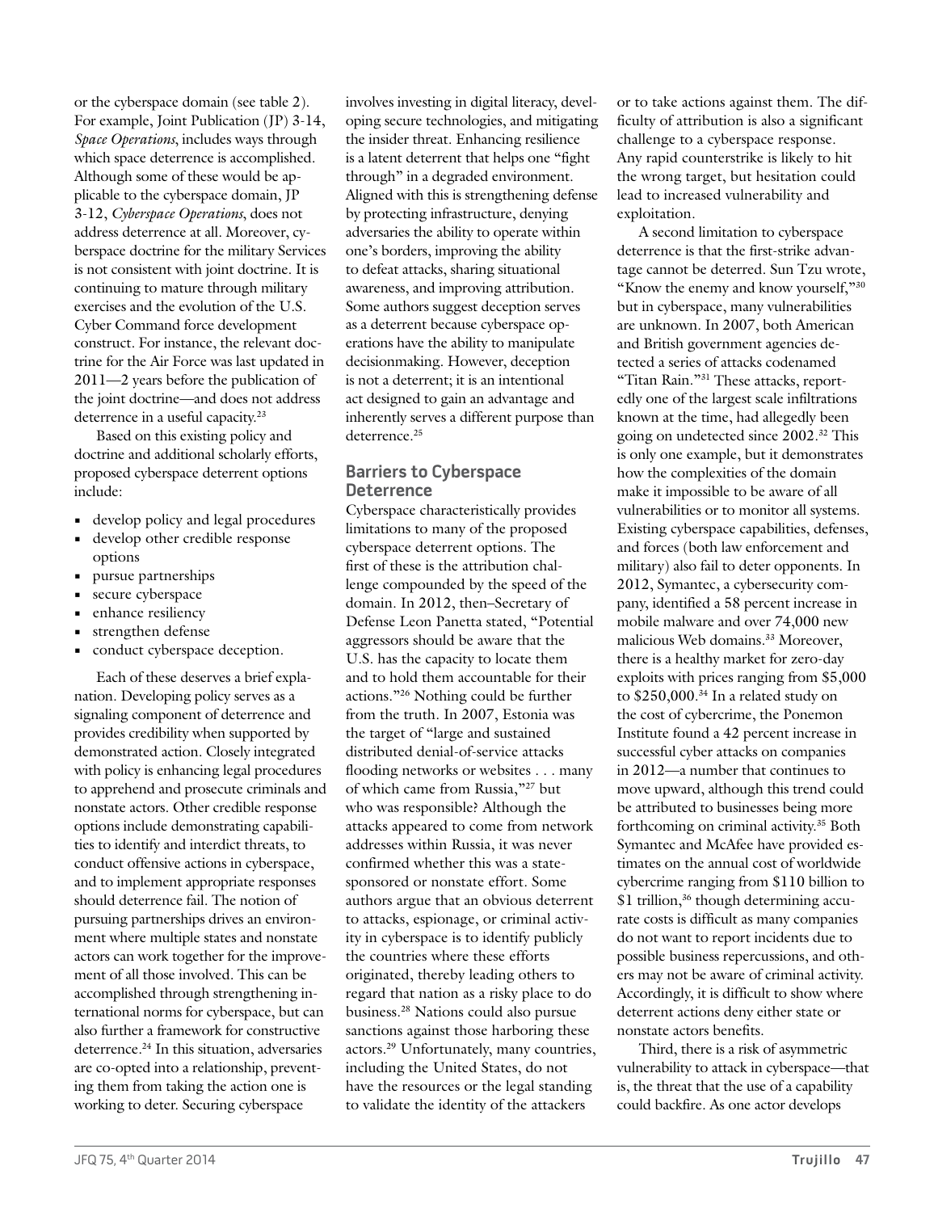or the cyberspace domain (see table 2). For example, Joint Publication (JP) 3-14, *Space Operations*, includes ways through which space deterrence is accomplished. Although some of these would be applicable to the cyberspace domain, JP 3-12, *Cyberspace Operations*, does not address deterrence at all. Moreover, cyberspace doctrine for the military Services is not consistent with joint doctrine. It is continuing to mature through military exercises and the evolution of the U.S. Cyber Command force development construct. For instance, the relevant doctrine for the Air Force was last updated in 2011—2 years before the publication of the joint doctrine—and does not address deterrence in a useful capacity.[23]

Based on this existing policy and doctrine and additional scholarly efforts, proposed cyberspace deterrent options include:

- develop policy and legal procedures
- develop other credible response options
- pursue partnerships
- secure cyberspace
- enhance resiliency
- strengthen defense
- conduct cyberspace deception.

Each of these deserves a brief explanation. Developing policy serves as a signaling component of deterrence and provides credibility when supported by demonstrated action. Closely integrated with policy is enhancing legal procedures to apprehend and prosecute criminals and nonstate actors. Other credible response options include demonstrating capabilities to identify and interdict threats, to conduct offensive actions in cyberspace, and to implement appropriate responses should deterrence fail. The notion of pursuing partnerships drives an environment where multiple states and nonstate actors can work together for the improvement of all those involved. This can be accomplished through strengthening international norms for cyberspace, but can also further a framework for constructive deterrence.[24] In this situation, adversaries are co-opted into a relationship, preventing them from taking the action one is working to deter. Securing cyberspace involves investing in digital literacy, developing secure technologies, and mitigating the insider threat. Enhancing resilience is a latent deterrent that helps one "fight through" in a degraded environment. Aligned with this is strengthening defense by protecting infrastructure, denying adversaries the ability to operate within one's borders, improving the ability to defeat attacks, sharing situational awareness, and improving attribution. Some authors suggest deception serves as a deterrent because cyberspace operations have the ability to manipulate decisionmaking. However, deception is not a deterrent; it is an intentional act designed to gain an advantage and inherently serves a different purpose than deterrence.[25]

## Barriers to Cyberspace Deterrence

Cyberspace characteristically provides limitations to many of the proposed cyberspace deterrent options. The first of these is the attribution challenge compounded by the speed of the domain. In 2012, then–Secretary of Defense Leon Panetta stated, "Potential aggressors should be aware that the U.S. has the capacity to locate them and to hold them accountable for their actions."[26] Nothing could be further from the truth. In 2007, Estonia was the target of "large and sustained distributed denial-of-service attacks flooding networks or websites . . . many of which came from Russia,"[27] but who was responsible? Although the attacks appeared to come from network addresses within Russia, it was never confirmed whether this was a state-sponsored or nonstate effort. Some authors argue that an obvious deterrent to attacks, espionage, or criminal activity in cyberspace is to identify publicly the countries where these efforts originated, thereby leading others to regard that nation as a risky place to do business.[28] Nations could also pursue sanctions against those harboring these actors.[29] Unfortunately, many countries, including the United States, do not have the resources or the legal standing to validate the identity of the attackers or to take actions against them. The difficulty of attribution is also a significant challenge to a cyberspace response. Any rapid counterstrike is likely to hit the wrong target, but hesitation could lead to increased vulnerability and exploitation.

A second limitation to cyberspace deterrence is that the first-strike advantage cannot be deterred. Sun Tzu wrote, "Know the enemy and know yourself,"[30] but in cyberspace, many vulnerabilities are unknown. In 2007, both American and British government agencies detected a series of attacks codenamed "Titan Rain."[31] These attacks, reportedly one of the largest scale infiltrations known at the time, had allegedly been going on undetected since 2002.[32] This is only one example, but it demonstrates how the complexities of the domain make it impossible to be aware of all vulnerabilities or to monitor all systems. Existing cyberspace capabilities, defenses, and forces (both law enforcement and military) also fail to deter opponents. In 2012, Symantec, a cybersecurity company, identified a 58 percent increase in mobile malware and over 74,000 new malicious Web domains.[33] Moreover, there is a healthy market for zero-day exploits with prices ranging from $5,000 to $250,000.[34] In a related study on the cost of cybercrime, the Ponemon Institute found a 42 percent increase in successful cyber attacks on companies in 2012—a number that continues to move upward, although this trend could be attributed to businesses being more forthcoming on criminal activity.[35] Both Symantec and McAfee have provided estimates on the annual cost of worldwide cybercrime ranging from $110 billion to $1 trillion,[36] though determining accurate costs is difficult as many companies do not want to report incidents due to possible business repercussions, and others may not be aware of criminal activity. Accordingly, it is difficult to show where deterrent actions deny either state or nonstate actors benefits.

Third, there is a risk of asymmetric vulnerability to attack in cyberspace—that is, the threat that the use of a capability could backfire. As one actor develops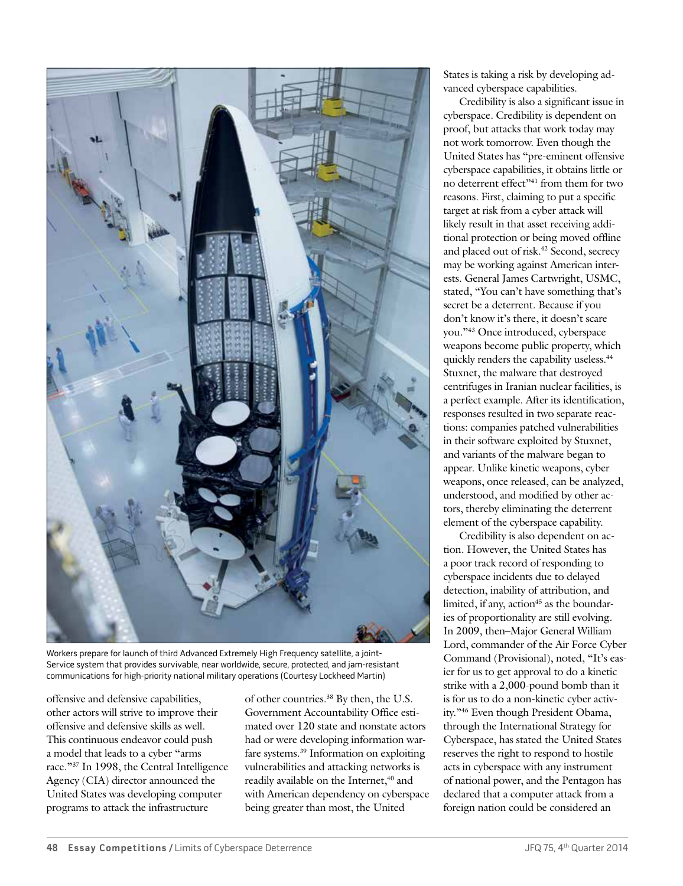Workers prepare for launch of third Advanced Extremely High Frequency satellite, a joint-Service system that provides survivable, near worldwide, secure, protected, and jam-resistant communications for high-priority national military operations (Courtesy Lockheed Martin)

offensive and defensive capabilities, other actors will strive to improve their offensive and defensive skills as well. This continuous endeavor could push a model that leads to a cyber "arms race."[37] In 1998, the Central Intelligence Agency (CIA) director announced the United States was developing computer programs to attack the infrastructure of other countries.[38] By then, the U.S. Government Accountability Office estimated over 120 state and nonstate actors had or were developing information warfare systems.[39] Information on exploiting vulnerabilities and attacking networks is readily available on the Internet,[40] and with American dependency on cyberspace being greater than most, the United States is taking a risk by developing advanced cyberspace capabilities.

Credibility is also a significant issue in cyberspace. Credibility is dependent on proof, but attacks that work today may not work tomorrow. Even though the United States has "pre-eminent offensive cyberspace capabilities, it obtains little or no deterrent effect"[41] from them for two reasons. First, claiming to put a specific target at risk from a cyber attack will likely result in that asset receiving additional protection or being moved offline and placed out of risk.[42] Second, secrecy may be working against American interests. General James Cartwright, USMC, stated, "You can't have something that's secret be a deterrent. Because if you don't know it's there, it doesn't scare you."[43] Once introduced, cyberspace weapons become public property, which quickly renders the capability useless.[44] Stuxnet, the malware that destroyed centrifuges in Iranian nuclear facilities, is a perfect example. After its identification, responses resulted in two separate reactions: companies patched vulnerabilities in their software exploited by Stuxnet, and variants of the malware began to appear. Unlike kinetic weapons, cyber weapons, once released, can be analyzed, understood, and modified by other actors, thereby eliminating the deterrent element of the cyberspace capability.

Credibility is also dependent on action. However, the United States has a poor track record of responding to cyberspace incidents due to delayed detection, inability of attribution, and limited, if any, action[45] as the boundaries of proportionality are still evolving. In 2009, then–Major General William Lord, commander of the Air Force Cyber Command (Provisional), noted, "It's easier for us to get approval to do a kinetic strike with a 2,000-pound bomb than it is for us to do a non-kinetic cyber activity."[46] Even though President Obama, through the International Strategy for Cyberspace, has stated the United States reserves the right to respond to hostile acts in cyberspace with any instrument of national power, and the Pentagon has declared that a computer attack from a foreign nation could be considered an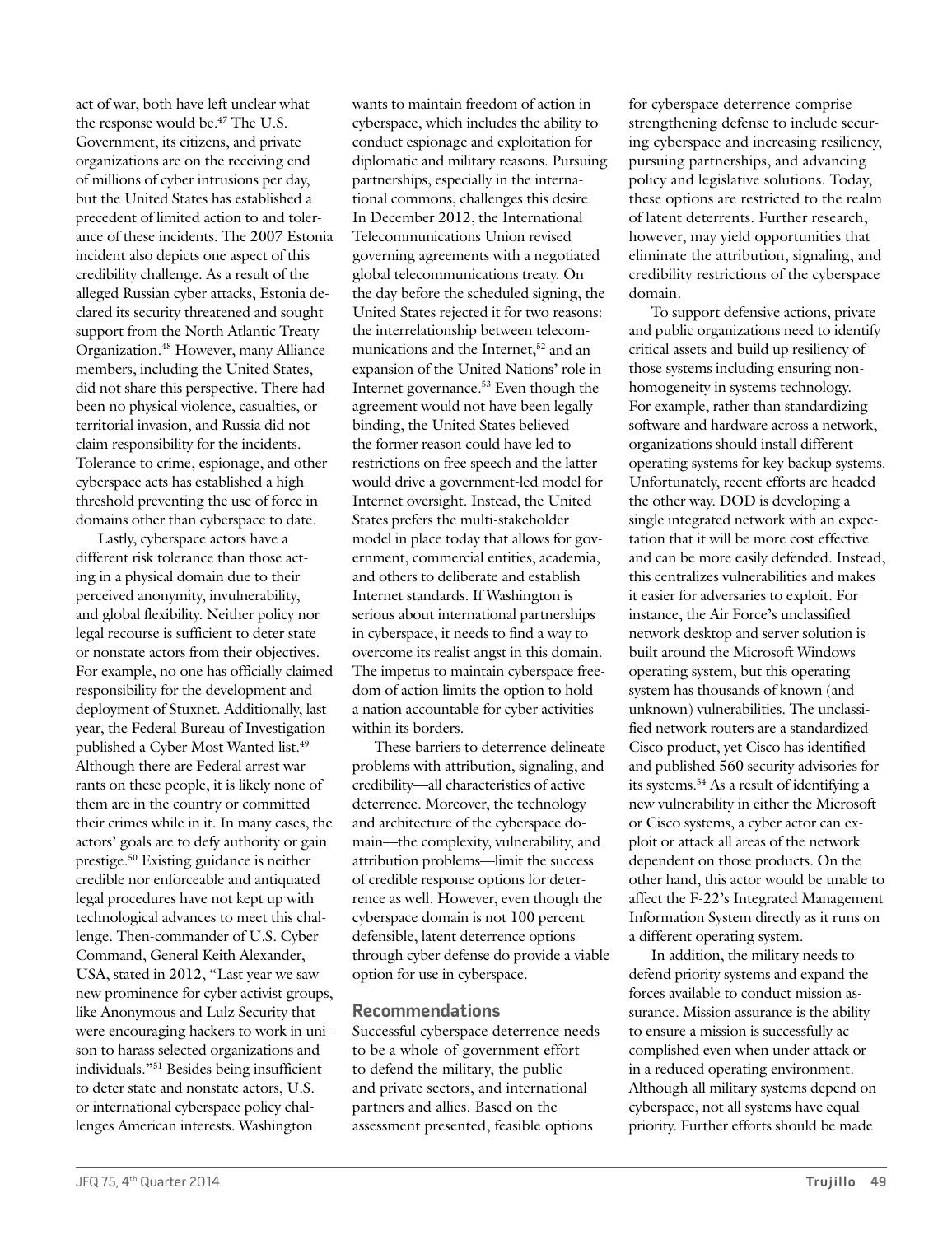act of war, both have left unclear what the response would be.[47] The U.S. Government, its citizens, and private organizations are on the receiving end of millions of cyber intrusions per day, but the United States has established a precedent of limited action to and tolerance of these incidents. The 2007 Estonia incident also depicts one aspect of this credibility challenge. As a result of the alleged Russian cyber attacks, Estonia declared its security threatened and sought support from the North Atlantic Treaty Organization.[48] However, many Alliance members, including the United States, did not share this perspective. There had been no physical violence, casualties, or territorial invasion, and Russia did not claim responsibility for the incidents. Tolerance to crime, espionage, and other cyberspace acts has established a high threshold preventing the use of force in domains other than cyberspace to date.

Lastly, cyberspace actors have a different risk tolerance than those acting in a physical domain due to their perceived anonymity, invulnerability, and global flexibility. Neither policy nor legal recourse is sufficient to deter state or nonstate actors from their objectives. For example, no one has officially claimed responsibility for the development and deployment of Stuxnet. Additionally, last year, the Federal Bureau of Investigation published a Cyber Most Wanted list.[49] Although there are Federal arrest warrants on these people, it is likely none of them are in the country or committed their crimes while in it. In many cases, the actors' goals are to defy authority or gain prestige.[50] Existing guidance is neither credible nor enforceable and antiquated legal procedures have not kept up with technological advances to meet this challenge. Then-commander of U.S. Cyber Command, General Keith Alexander, USA, stated in 2012, "Last year we saw new prominence for cyber activist groups, like Anonymous and Lulz Security that were encouraging hackers to work in unison to harass selected organizations and individuals."[51] Besides being insufficient to deter state and nonstate actors, U.S. or international cyberspace policy challenges American interests. Washington wants to maintain freedom of action in cyberspace, which includes the ability to conduct espionage and exploitation for diplomatic and military reasons. Pursuing partnerships, especially in the international commons, challenges this desire. In December 2012, the International Telecommunications Union revised governing agreements with a negotiated global telecommunications treaty. On the day before the scheduled signing, the United States rejected it for two reasons: the interrelationship between telecommunications and the Internet,[52] and an expansion of the United Nations' role in Internet governance.[53] Even though the agreement would not have been legally binding, the United States believed the former reason could have led to restrictions on free speech and the latter would drive a government-led model for Internet oversight. Instead, the United States prefers the multi-stakeholder model in place today that allows for government, commercial entities, academia, and others to deliberate and establish Internet standards. If Washington is serious about international partnerships in cyberspace, it needs to find a way to overcome its realist angst in this domain. The impetus to maintain cyberspace freedom of action limits the option to hold a nation accountable for cyber activities within its borders.

These barriers to deterrence delineate problems with attribution, signaling, and credibility—all characteristics of active deterrence. Moreover, the technology and architecture of the cyberspace domain—the complexity, vulnerability, and attribution problems—limit the success of credible response options for deterrence as well. However, even though the cyberspace domain is not 100 percent defensible, latent deterrence options through cyber defense do provide a viable option for use in cyberspace.

## Recommendations

Successful cyberspace deterrence needs to be a whole-of-government effort to defend the military, the public and private sectors, and international partners and allies. Based on the assessment presented, feasible options for cyberspace deterrence comprise strengthening defense to include securing cyberspace and increasing resiliency, pursuing partnerships, and advancing policy and legislative solutions. Today, these options are restricted to the realm of latent deterrents. Further research, however, may yield opportunities that eliminate the attribution, signaling, and credibility restrictions of the cyberspace domain.

To support defensive actions, private and public organizations need to identify critical assets and build up resiliency of those systems including ensuring nonhomogeneity in systems technology. For example, rather than standardizing software and hardware across a network, organizations should install different operating systems for key backup systems. Unfortunately, recent efforts are headed the other way. DOD is developing a single integrated network with an expectation that it will be more cost effective and can be more easily defended. Instead, this centralizes vulnerabilities and makes it easier for adversaries to exploit. For instance, the Air Force's unclassified network desktop and server solution is built around the Microsoft Windows operating system, but this operating system has thousands of known (and unknown) vulnerabilities. The unclassified network routers are a standardized Cisco product, yet Cisco has identified and published 560 security advisories for its systems.[54] As a result of identifying a new vulnerability in either the Microsoft or Cisco systems, a cyber actor can exploit or attack all areas of the network dependent on those products. On the other hand, this actor would be unable to affect the F-22's Integrated Management Information System directly as it runs on a different operating system.

In addition, the military needs to defend priority systems and expand the forces available to conduct mission assurance. Mission assurance is the ability to ensure a mission is successfully accomplished even when under attack or in a reduced operating environment. Although all military systems depend on cyberspace, not all systems have equal priority. Further efforts should be made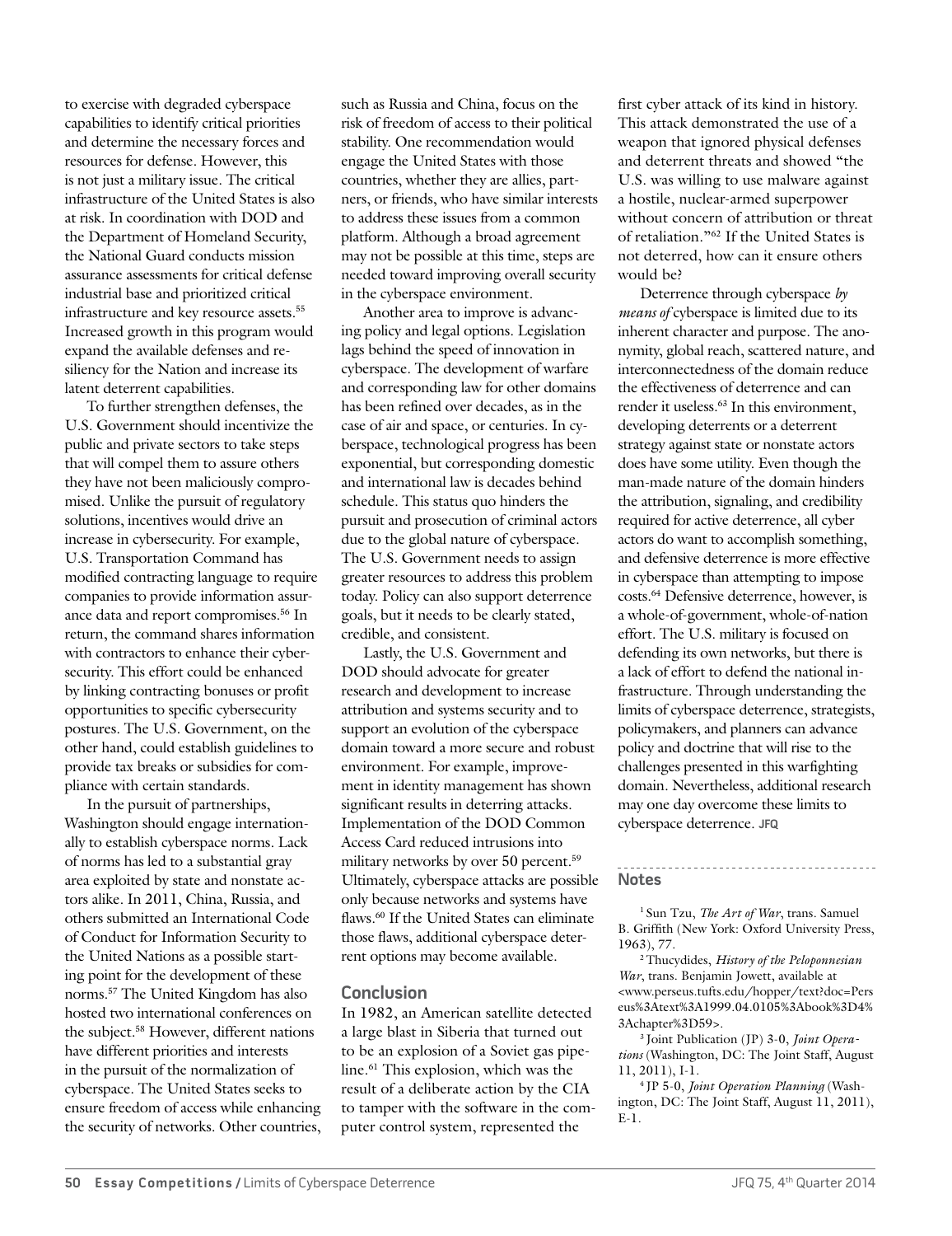to exercise with degraded cyberspace capabilities to identify critical priorities and determine the necessary forces and resources for defense. However, this is not just a military issue. The critical infrastructure of the United States is also at risk. In coordination with DOD and the Department of Homeland Security, the National Guard conducts mission assurance assessments for critical defense industrial base and prioritized critical infrastructure and key resource assets.[55] Increased growth in this program would expand the available defenses and resiliency for the Nation and increase its latent deterrent capabilities.

To further strengthen defenses, the U.S. Government should incentivize the public and private sectors to take steps that will compel them to assure others they have not been maliciously compromised. Unlike the pursuit of regulatory solutions, incentives would drive an increase in cybersecurity. For example, U.S. Transportation Command has modified contracting language to require companies to provide information assurance data and report compromises.[56] In return, the command shares information with contractors to enhance their cybersecurity. This effort could be enhanced by linking contracting bonuses or profit opportunities to specific cybersecurity postures. The U.S. Government, on the other hand, could establish guidelines to provide tax breaks or subsidies for compliance with certain standards.

In the pursuit of partnerships, Washington should engage internationally to establish cyberspace norms. Lack of norms has led to a substantial gray area exploited by state and nonstate actors alike. In 2011, China, Russia, and others submitted an International Code of Conduct for Information Security to the United Nations as a possible starting point for the development of these norms.[57] The United Kingdom has also hosted two international conferences on the subject.[58] However, different nations have different priorities and interests in the pursuit of the normalization of cyberspace. The United States seeks to ensure freedom of access while enhancing the security of networks. Other countries, such as Russia and China, focus on the risk of freedom of access to their political stability. One recommendation would engage the United States with those countries, whether they are allies, partners, or friends, who have similar interests to address these issues from a common platform. Although a broad agreement may not be possible at this time, steps are needed toward improving overall security in the cyberspace environment.

Another area to improve is advancing policy and legal options. Legislation lags behind the speed of innovation in cyberspace. The development of warfare and corresponding law for other domains has been refined over decades, as in the case of air and space, or centuries. In cyberspace, technological progress has been exponential, but corresponding domestic and international law is decades behind schedule. This status quo hinders the pursuit and prosecution of criminal actors due to the global nature of cyberspace. The U.S. Government needs to assign greater resources to address this problem today. Policy can also support deterrence goals, but it needs to be clearly stated, credible, and consistent.

Lastly, the U.S. Government and DOD should advocate for greater research and development to increase attribution and systems security and to support an evolution of the cyberspace domain toward a more secure and robust environment. For example, improvement in identity management has shown significant results in deterring attacks. Implementation of the DOD Common Access Card reduced intrusions into military networks by over 50 percent.[59] Ultimately, cyberspace attacks are possible only because networks and systems have flaws.[60] If the United States can eliminate those flaws, additional cyberspace deterrent options may become available.

## Conclusion

In 1982, an American satellite detected a large blast in Siberia that turned out to be an explosion of a Soviet gas pipeline.[61] This explosion, which was the result of a deliberate action by the CIA to tamper with the software in the computer control system, represented the first cyber attack of its kind in history. This attack demonstrated the use of a weapon that ignored physical defenses and deterrent threats and showed "the U.S. was willing to use malware against a hostile, nuclear-armed superpower without concern of attribution or threat of retaliation."[62] If the United States is not deterred, how can it ensure others would be?

Deterrence through cyberspace *by means of* cyberspace is limited due to its inherent character and purpose. The anonymity, global reach, scattered nature, and interconnectedness of the domain reduce the effectiveness of deterrence and can render it useless.[63] In this environment, developing deterrents or a deterrent strategy against state or nonstate actors does have some utility. Even though the man-made nature of the domain hinders the attribution, signaling, and credibility required for active deterrence, all cyber actors do want to accomplish something, and defensive deterrence is more effective in cyberspace than attempting to impose costs.[64] Defensive deterrence, however, is a whole-of-government, whole-of-nation effort. The U.S. military is focused on defending its own networks, but there is a lack of effort to defend the national infrastructure. Through understanding the limits of cyberspace deterrence, strategists, policymakers, and planners can advance policy and doctrine that will rise to the challenges presented in this warfighting domain. Nevertheless, additional research may one day overcome these limits to cyberspace deterrence. **JFQ**

## Notes

1 Sun Tzu, *The Art of War*, trans. Samuel B. Griffith (New York: Oxford University Press, 1963), 77.

2 Thucydides, *History of the Peloponnesian War*, trans. Benjamin Jowett, available at <www.perseus.tufts.edu/hopper/text?doc=Perseus%3Atext%3A1999.04.0105%3Abook%3D4%3Achapter%3D59>.

3 Joint Publication (JP) 3-0, *Joint Operations* (Washington, DC: The Joint Staff, August 11, 2011), I-1.

4 JP 5-0, *Joint Operation Planning* (Washington, DC: The Joint Staff, August 11, 2011), E-1.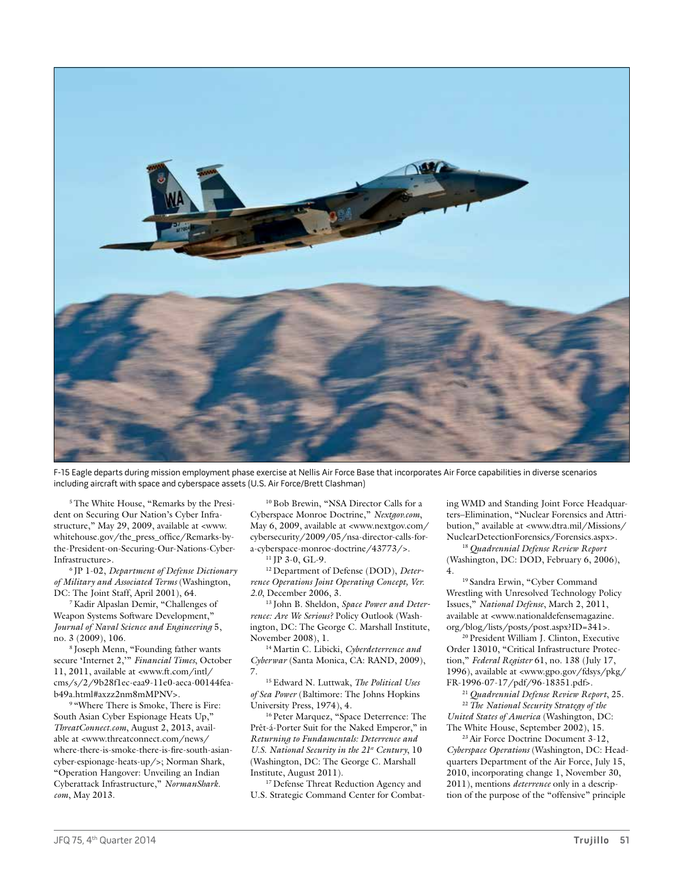F-15 Eagle departs during mission employment phase exercise at Nellis Air Force Base that incorporates Air Force capabilities in diverse scenarios including aircraft with space and cyberspace assets (U.S. Air Force/Brett Clashman)

[5] The White House, "Remarks by the President on Securing Our Nation's Cyber Infrastructure," May 29, 2009, available at <www.whitehouse.gov/the_press_office/Remarks-by-the-President-on-Securing-Our-Nations-Cyber-Infrastructure>.

[6] JP 1-02, *Department of Defense Dictionary of Military and Associated Terms* (Washington, DC: The Joint Staff, April 2001), 64.

[7] Kadir Alpaslan Demir, "Challenges of Weapon Systems Software Development," *Journal of Naval Science and Engineering* 5, no. 3 (2009), 106.

[8] Joseph Menn, "Founding father wants secure 'Internet 2,'" *Financial Times*, October 11, 2011, available at <www.ft.com/intl/cms/s/2/9b28f1ec-eaa9-11e0-aeca-00144feab49a.html#axzz2nm8mMPNV>.

[9] "Where There is Smoke, There is Fire: South Asian Cyber Espionage Heats Up," *ThreatConnect.com*, August 2, 2013, available at <www.threatconnect.com/news/where-there-is-smoke-there-is-fire-south-asian-cyber-espionage-heats-up/>; Norman Shark, "Operation Hangover: Unveiling an Indian Cyberattack Infrastructure," *NormanShark.com*, May 2013.

[10] Bob Brewin, "NSA Director Calls for a Cyberspace Monroe Doctrine," *Nextgov.com*, May 6, 2009, available at <www.nextgov.com/cybersecurity/2009/05/nsa-director-calls-for-a-cyberspace-monroe-doctrine/43773/>.

[11] JP 3-0, GL-9.

[12] Department of Defense (DOD), *Deterrence Operations Joint Operating Concept, Ver. 2.0*, December 2006, 3.

[13] John B. Sheldon, *Space Power and Deterrence: Are We Serious?* Policy Outlook (Washington, DC: The George C. Marshall Institute, November 2008), 1.

[14] Martin C. Libicki, *Cyberdeterrence and Cyberwar* (Santa Monica, CA: RAND, 2009), 7.

[15] Edward N. Luttwak, *The Political Uses of Sea Power* (Baltimore: The Johns Hopkins University Press, 1974), 4.

[16] Peter Marquez, "Space Deterrence: The Prêt-á-Porter Suit for the Naked Emperor," in *Returning to Fundamentals: Deterrence and U.S. National Security in the 21st Century*, 10 (Washington, DC: The George C. Marshall Institute, August 2011).

[17] Defense Threat Reduction Agency and U.S. Strategic Command Center for Combating WMD and Standing Joint Force Headquarters–Elimination, "Nuclear Forensics and Attribution," available at <www.dtra.mil/Missions/NuclearDetectionForensics/Forensics.aspx>.

[18] *Quadrennial Defense Review Report* (Washington, DC: DOD, February 6, 2006), 4.

[19] Sandra Erwin, "Cyber Command Wrestling with Unresolved Technology Policy Issues," *National Defense*, March 2, 2011, available at <www.nationaldefensemagazine.org/blog/lists/posts/post.aspx?ID=341>.

[20] President William J. Clinton, Executive Order 13010, "Critical Infrastructure Protection," *Federal Register* 61, no. 138 (July 17, 1996), available at <www.gpo.gov/fdsys/pkg/FR-1996-07-17/pdf/96-18351.pdf>.

[21] *Quadrennial Defense Review Report*, 25.

[22] *The National Security Strategy of the United States of America* (Washington, DC: The White House, September 2002), 15.

[23] Air Force Doctrine Document 3-12, *Cyberspace Operations* (Washington, DC: Headquarters Department of the Air Force, July 15, 2010, incorporating change 1, November 30, 2011), mentions *deterrence* only in a description of the purpose of the "offensive" principle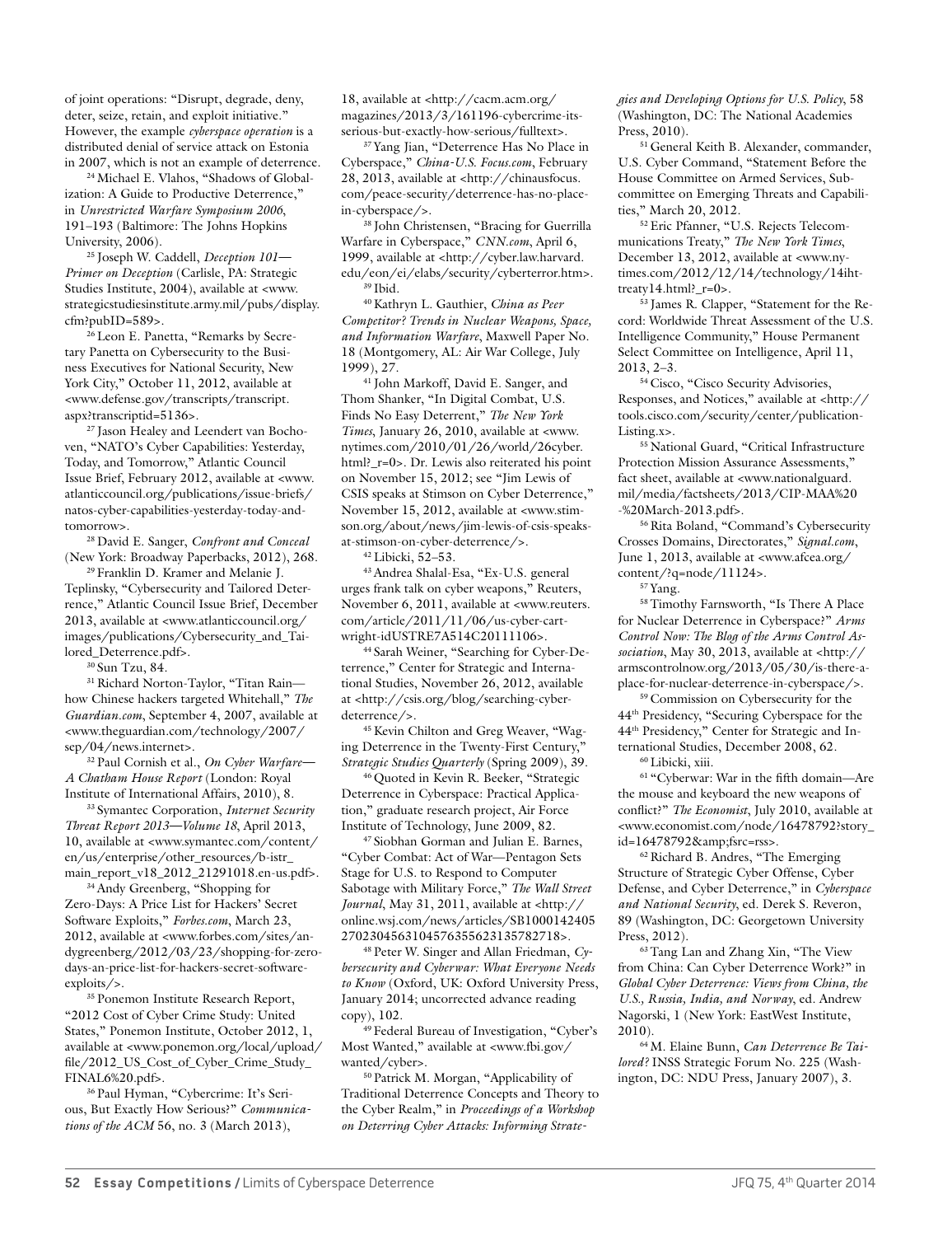of joint operations: "Disrupt, degrade, deny, deter, seize, retain, and exploit initiative." However, the example *cyberspace operation* is a distributed denial of service attack on Estonia in 2007, which is not an example of deterrence.

[24] Michael E. Vlahos, "Shadows of Globalization: A Guide to Productive Deterrence," in *Unrestricted Warfare Symposium 2006*, 191–193 (Baltimore: The Johns Hopkins University, 2006).

[25] Joseph W. Caddell, *Deception 101—Primer on Deception* (Carlisle, PA: Strategic Studies Institute, 2004), available at <www.strategicstudiesinstitute.army.mil/pubs/display.cfm?pubID=589>.

[26] Leon E. Panetta, "Remarks by Secretary Panetta on Cybersecurity to the Business Executives for National Security, New York City," October 11, 2012, available at <www.defense.gov/transcripts/transcript.aspx?transcriptid=5136>.

[27] Jason Healey and Leendert van Bochoven, "NATO's Cyber Capabilities: Yesterday, Today, and Tomorrow," Atlantic Council Issue Brief, February 2012, available at <www.atlanticcouncil.org/publications/issue-briefs/natos-cyber-capabilities-yesterday-today-and-tomorrow>.

[28] David E. Sanger, *Confront and Conceal* (New York: Broadway Paperbacks, 2012), 268.

[29] Franklin D. Kramer and Melanie J. Teplinsky, "Cybersecurity and Tailored Deterrence," Atlantic Council Issue Brief, December 2013, available at <www.atlanticcouncil.org/images/publications/Cybersecurity_and_Tailored_Deterrence.pdf>.

[30] Sun Tzu, 84.

[31] Richard Norton-Taylor, "Titan Rain—how Chinese hackers targeted Whitehall," *The Guardian.com*, September 4, 2007, available at <www.theguardian.com/technology/2007/sep/04/news.internet>.

[32] Paul Cornish et al., *On Cyber Warfare—A Chatham House Report* (London: Royal Institute of International Affairs, 2010), 8.

[33] Symantec Corporation, *Internet Security Threat Report 2013—Volume 18*, April 2013, 10, available at <www.symantec.com/content/en/us/enterprise/other_resources/b-istr_main_report_v18_2012_21291018.en-us.pdf>.

[34] Andy Greenberg, "Shopping for Zero-Days: A Price List for Hackers' Secret Software Exploits," *Forbes.com*, March 23, 2012, available at <www.forbes.com/sites/andygreenberg/2012/03/23/shopping-for-zero-days-an-price-list-for-hackers-secret-software-exploits/>.

[35] Ponemon Institute Research Report, "2012 Cost of Cyber Crime Study: United States," Ponemon Institute, October 2012, 1, available at <www.ponemon.org/local/upload/file/2012_US_Cost_of_Cyber_Crime_Study_FINAL6%20.pdf>.

[36] Paul Hyman, "Cybercrime: It's Serious, But Exactly How Serious?" *Communications of the ACM* 56, no. 3 (March 2013), 18, available at <http://cacm.acm.org/magazines/2013/3/161196-cybercrime-its-serious-but-exactly-how-serious/fulltext>.

[37] Yang Jian, "Deterrence Has No Place in Cyberspace," *China-U.S. Focus.com*, February 28, 2013, available at <http://chinausfocus.com/peace-security/deterrence-has-no-place-in-cyberspace/>.

[38] John Christensen, "Bracing for Guerrilla Warfare in Cyberspace," *CNN.com*, April 6, 1999, available at <http://cyber.law.harvard.edu/eon/ei/elabs/security/cyberterror.htm>.

[39] Ibid.

[40] Kathryn L. Gauthier, *China as Peer Competitor? Trends in Nuclear Weapons, Space, and Information Warfare*, Maxwell Paper No. 18 (Montgomery, AL: Air War College, July 1999), 27.

[41] John Markoff, David E. Sanger, and Thom Shanker, "In Digital Combat, U.S. Finds No Easy Deterrent," *The New York Times*, January 26, 2010, available at <www.nytimes.com/2010/01/26/world/26cyber.html?_r=0>. Dr. Lewis also reiterated his point on November 15, 2012; see "Jim Lewis of CSIS speaks at Stimson on Cyber Deterrence," November 15, 2012, available at <www.stimson.org/about/news/jim-lewis-of-csis-speaks-at-stimson-on-cyber-deterrence/>.

[42] Libicki, 52–53.

[43] Andrea Shalal-Esa, "Ex-U.S. general urges frank talk on cyber weapons," Reuters, November 6, 2011, available at <www.reuters.com/article/2011/11/06/us-cyber-cartwright-idUSTRE7A514C20111106>.

[44] Sarah Weiner, "Searching for Cyber-Deterrence," Center for Strategic and International Studies, November 26, 2012, available at <http://csis.org/blog/searching-cyber-deterrence/>.

[45] Kevin Chilton and Greg Weaver, "Waging Deterrence in the Twenty-First Century," *Strategic Studies Quarterly* (Spring 2009), 39.

[46] Quoted in Kevin R. Beeker, "Strategic Deterrence in Cyberspace: Practical Application," graduate research project, Air Force Institute of Technology, June 2009, 82.

[47] Siobhan Gorman and Julian E. Barnes, "Cyber Combat: Act of War—Pentagon Sets Stage for U.S. to Respond to Computer Sabotage with Military Force," *The Wall Street Journal*, May 31, 2011, available at <http://online.wsj.com/news/articles/SB10001424052702304563104576355623135782718>.

[48] Peter W. Singer and Allan Friedman, *Cybersecurity and Cyberwar: What Everyone Needs to Know* (Oxford, UK: Oxford University Press, January 2014; uncorrected advance reading copy), 102.

[49] Federal Bureau of Investigation, "Cyber's Most Wanted," available at <www.fbi.gov/wanted/cyber>.

[50] Patrick M. Morgan, "Applicability of Traditional Deterrence Concepts and Theory to the Cyber Realm," in *Proceedings of a Workshop on Deterring Cyber Attacks: Informing Strategies and Developing Options for U.S. Policy*, 58 (Washington, DC: The National Academies Press, 2010).

[51] General Keith B. Alexander, commander, U.S. Cyber Command, "Statement Before the House Committee on Armed Services, Subcommittee on Emerging Threats and Capabilities," March 20, 2012.

[52] Eric Pfanner, "U.S. Rejects Telecommunications Treaty," *The New York Times*, December 13, 2012, available at <www.nytimes.com/2012/12/14/technology/14iht-treaty14.html?_r=0>.

[53] James R. Clapper, "Statement for the Record: Worldwide Threat Assessment of the U.S. Intelligence Community," House Permanent Select Committee on Intelligence, April 11, 2013, 2–3.

[54] Cisco, "Cisco Security Advisories, Responses, and Notices," available at <http://tools.cisco.com/security/center/publicationListing.x>.

[55] National Guard, "Critical Infrastructure Protection Mission Assurance Assessments," fact sheet, available at <www.nationalguard.mil/media/factsheets/2013/CIP-MAA%20-%20March-2013.pdf>.

[56] Rita Boland, "Command's Cybersecurity Crosses Domains, Directorates," *Signal.com*, June 1, 2013, available at <www.afcea.org/content/?q=node/11124>.

[57] Yang.

[58] Timothy Farnsworth, "Is There A Place for Nuclear Deterrence in Cyberspace?" *Arms Control Now: The Blog of the Arms Control Association*, May 30, 2013, available at <http://armscontrolnow.org/2013/05/30/is-there-a-place-for-nuclear-deterrence-in-cyberspace/>.

[59] Commission on Cybersecurity for the 44th Presidency, "Securing Cyberspace for the 44th Presidency," Center for Strategic and International Studies, December 2008, 62.

[60] Libicki, xiii.

[61] "Cyberwar: War in the fifth domain—Are the mouse and keyboard the new weapons of conflict?" *The Economist*, July 2010, available at <www.economist.com/node/16478792?story_id=16478792&amp;fsrc=rss>.

[62] Richard B. Andres, "The Emerging Structure of Strategic Cyber Offense, Cyber Defense, and Cyber Deterrence," in *Cyberspace and National Security*, ed. Derek S. Reveron, 89 (Washington, DC: Georgetown University Press, 2012).

[63] Tang Lan and Zhang Xin, "The View from China: Can Cyber Deterrence Work?" in *Global Cyber Deterrence: Views from China, the U.S., Russia, India, and Norway*, ed. Andrew Nagorski, 1 (New York: EastWest Institute, 2010).

[64] M. Elaine Bunn, *Can Deterrence Be Tailored?* INSS Strategic Forum No. 225 (Washington, DC: NDU Press, January 2007), 3.